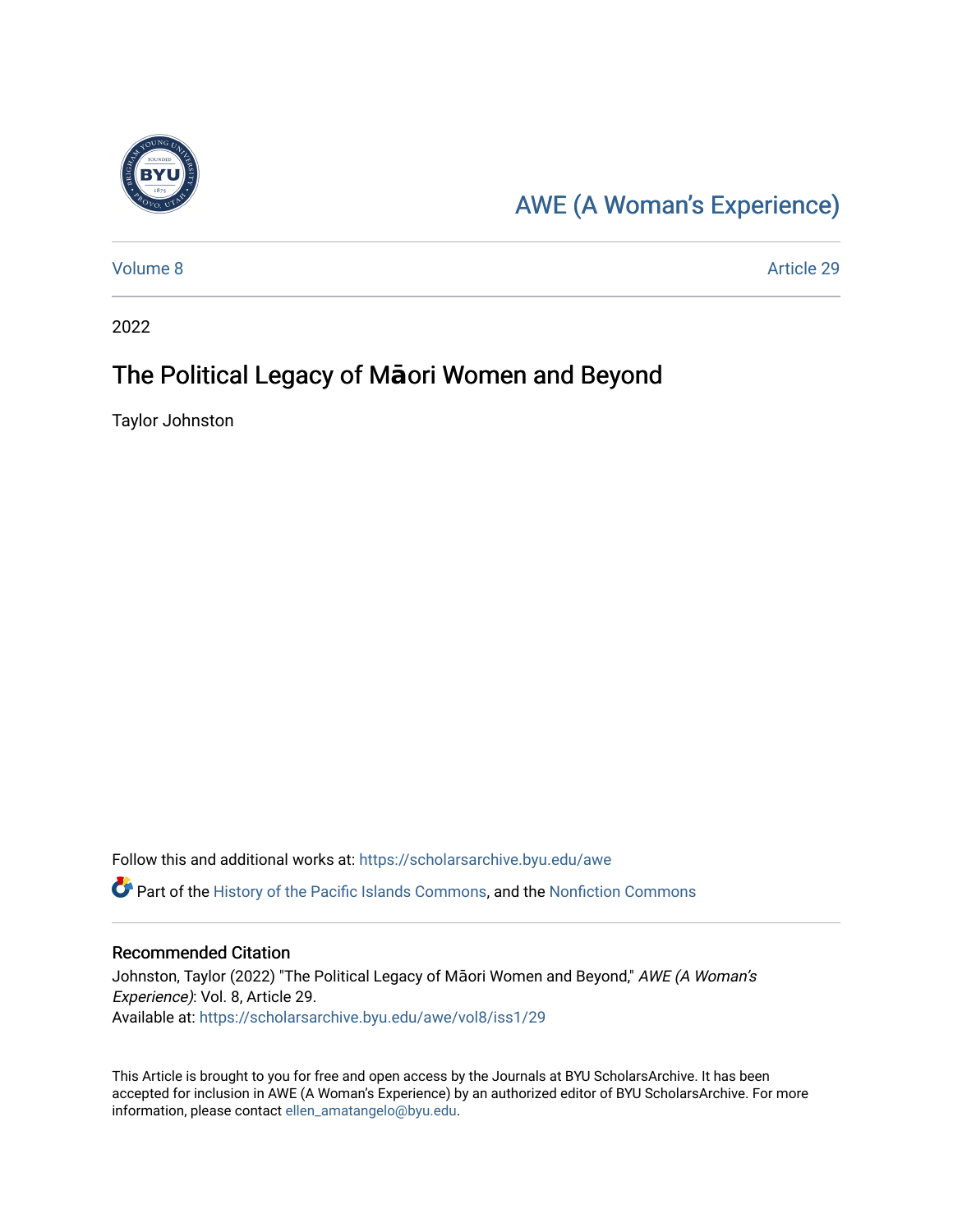AWE (A Woman's Experience)

Volume 8 | Article 29

2022

# The Political Legacy of Māori Women and Beyond

Taylor Johnston

Follow this and additional works at: https://scholarsarchive.byu.edu/awe

Part of the History of the Pacific Islands Commons, and the Nonfiction Commons

## Recommended Citation

Johnston, Taylor (2022) "The Political Legacy of Māori Women and Beyond," *AWE (A Woman's Experience)*: Vol. 8, Article 29.
Available at: https://scholarsarchive.byu.edu/awe/vol8/iss1/29

This Article is brought to you for free and open access by the Journals at BYU ScholarsArchive. It has been accepted for inclusion in AWE (A Woman's Experience) by an authorized editor of BYU ScholarsArchive. For more information, please contact ellen_amatangelo@byu.edu.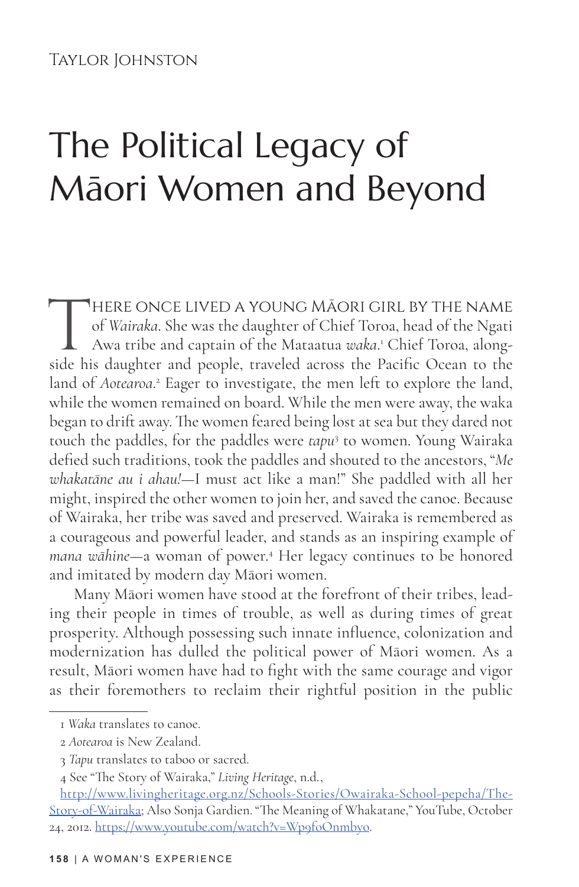Taylor Johnston

# The Political Legacy of Māori Women and Beyond

There once lived a young Māori girl by the name of *Wairaka*. She was the daughter of Chief Toroa, head of the Ngati Awa tribe and captain of the Mataatua *waka*.[1] Chief Toroa, alongside his daughter and people, traveled across the Pacific Ocean to the land of *Aotearoa*.[2] Eager to investigate, the men left to explore the land, while the women remained on board. While the men were away, the waka began to drift away. The women feared being lost at sea but they dared not touch the paddles, for the paddles were *tapu*[3] to women. Young Wairaka defied such traditions, took the paddles and shouted to the ancestors, "*Me whakatāne au i ahau!*—I must act like a man!" She paddled with all her might, inspired the other women to join her, and saved the canoe. Because of Wairaka, her tribe was saved and preserved. Wairaka is remembered as a courageous and powerful leader, and stands as an inspiring example of *mana wāhine*—a woman of power.[4] Her legacy continues to be honored and imitated by modern day Māori women.

Many Māori women have stood at the forefront of their tribes, leading their people in times of trouble, as well as during times of great prosperity. Although possessing such innate influence, colonization and modernization has dulled the political power of Māori women. As a result, Māori women have had to fight with the same courage and vigor as their foremothers to reclaim their rightful position in the public

---

1 *Waka* translates to canoe.

2 *Aotearoa* is New Zealand.

3 *Tapu* translates to taboo or sacred.

4 See "The Story of Wairaka," *Living Heritage*, n.d., http://www.livingheritage.org.nz/Schools-Stories/Owairaka-School-pepeha/The-Story-of-Wairaka; Also Sonja Gardien. "The Meaning of Whakatane," YouTube, October 24, 2012. https://www.youtube.com/watch?v=Wp9foOnmbyo.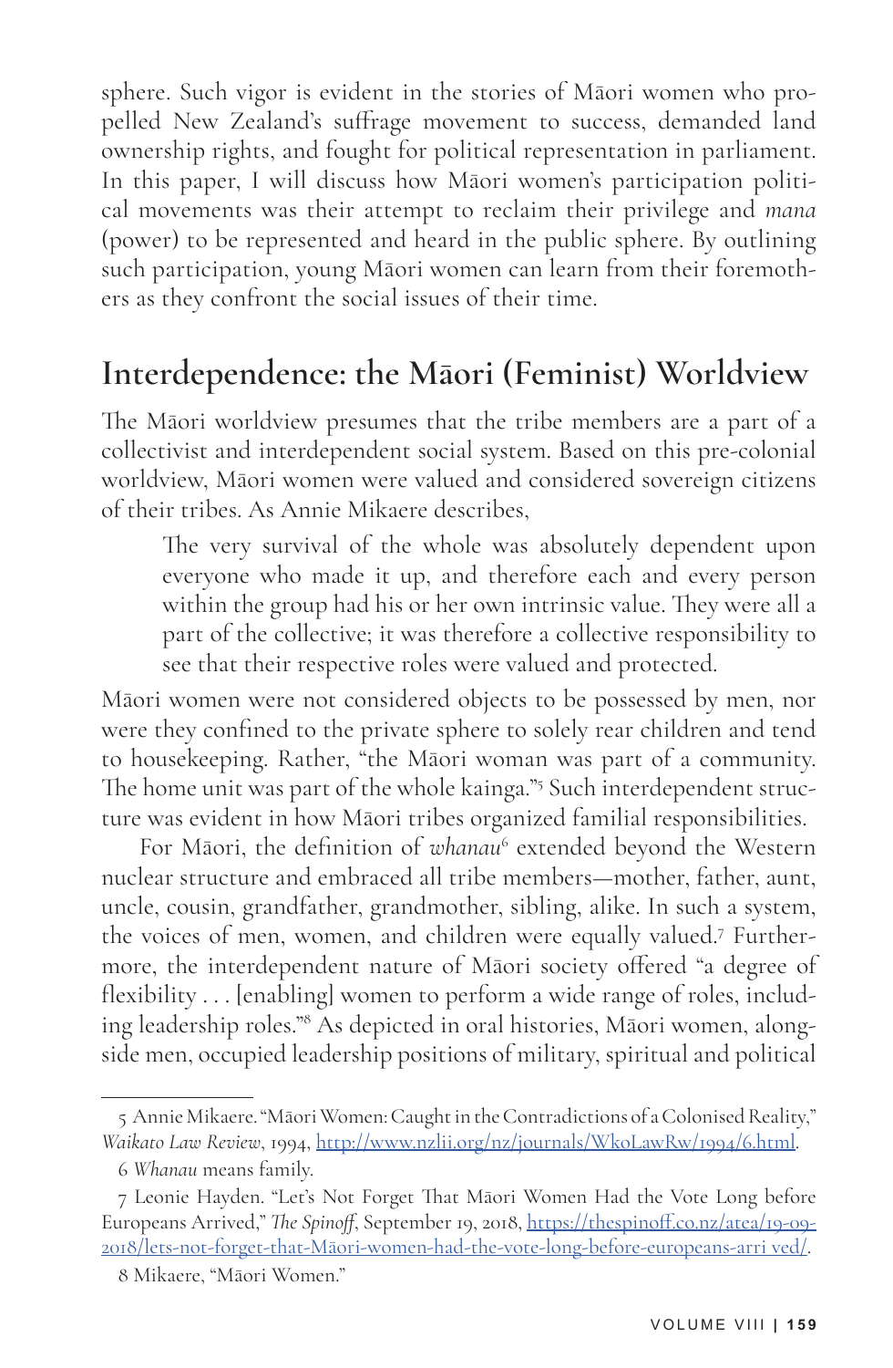sphere. Such vigor is evident in the stories of Māori women who propelled New Zealand's suffrage movement to success, demanded land ownership rights, and fought for political representation in parliament. In this paper, I will discuss how Māori women's participation political movements was their attempt to reclaim their privilege and *mana* (power) to be represented and heard in the public sphere. By outlining such participation, young Māori women can learn from their foremothers as they confront the social issues of their time.

## Interdependence: the Māori (Feminist) Worldview

The Māori worldview presumes that the tribe members are a part of a collectivist and interdependent social system. Based on this pre-colonial worldview, Māori women were valued and considered sovereign citizens of their tribes. As Annie Mikaere describes,

> The very survival of the whole was absolutely dependent upon everyone who made it up, and therefore each and every person within the group had his or her own intrinsic value. They were all a part of the collective; it was therefore a collective responsibility to see that their respective roles were valued and protected.

Māori women were not considered objects to be possessed by men, nor were they confined to the private sphere to solely rear children and tend to housekeeping. Rather, "the Māori woman was part of a community. The home unit was part of the whole kainga."[5] Such interdependent structure was evident in how Māori tribes organized familial responsibilities.

For Māori, the definition of *whanau*[6] extended beyond the Western nuclear structure and embraced all tribe members—mother, father, aunt, uncle, cousin, grandfather, grandmother, sibling, alike. In such a system, the voices of men, women, and children were equally valued.[7] Furthermore, the interdependent nature of Māori society offered "a degree of flexibility . . . [enabling] women to perform a wide range of roles, including leadership roles."[8] As depicted in oral histories, Māori women, alongside men, occupied leadership positions of military, spiritual and political

---

5 Annie Mikaere. "Māori Women: Caught in the Contradictions of a Colonised Reality," *Waikato Law Review*, 1994, http://www.nzlii.org/nz/journals/WkoLawRw/1994/6.html.

6 *Whanau* means family.

7 Leonie Hayden. "Let's Not Forget That Māori Women Had the Vote Long before Europeans Arrived," *The Spinoff*, September 19, 2018, https://thespinoff.co.nz/atea/19-09-2018/lets-not-forget-that-Māori-women-had-the-vote-long-before-europeans-arri ved/.

8 Mikaere, "Māori Women."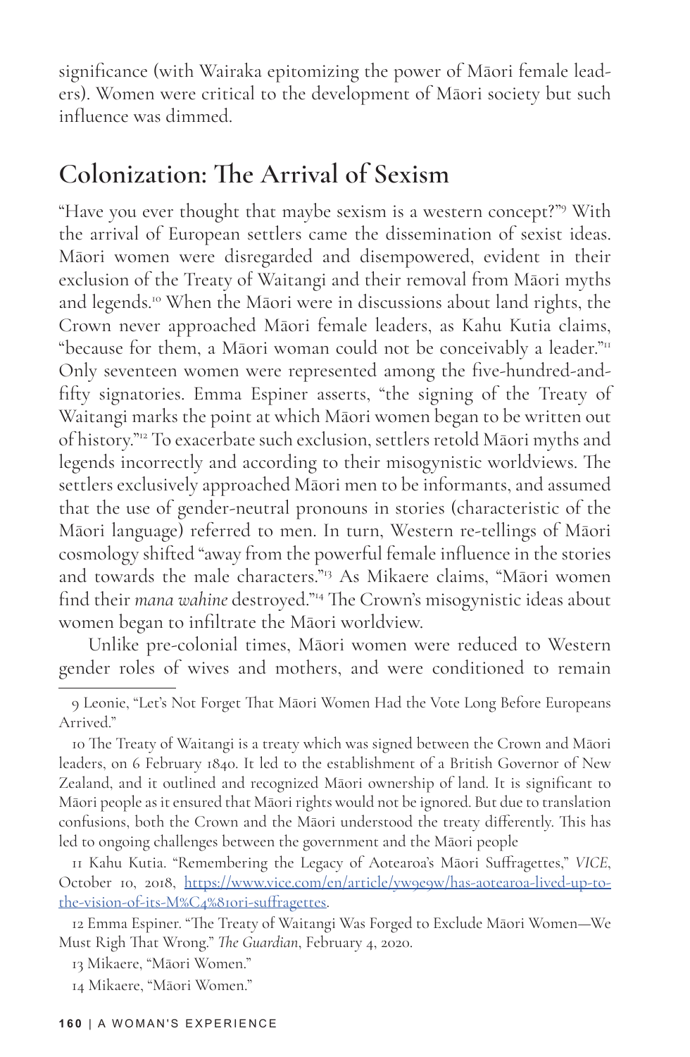significance (with Wairaka epitomizing the power of Māori female leaders). Women were critical to the development of Māori society but such influence was dimmed.

## Colonization: The Arrival of Sexism

"Have you ever thought that maybe sexism is a western concept?"[9] With the arrival of European settlers came the dissemination of sexist ideas. Māori women were disregarded and disempowered, evident in their exclusion of the Treaty of Waitangi and their removal from Māori myths and legends.[10] When the Māori were in discussions about land rights, the Crown never approached Māori female leaders, as Kahu Kutia claims, "because for them, a Māori woman could not be conceivably a leader."[11] Only seventeen women were represented among the five-hundred-and-fifty signatories. Emma Espiner asserts, "the signing of the Treaty of Waitangi marks the point at which Māori women began to be written out of history."[12] To exacerbate such exclusion, settlers retold Māori myths and legends incorrectly and according to their misogynistic worldviews. The settlers exclusively approached Māori men to be informants, and assumed that the use of gender-neutral pronouns in stories (characteristic of the Māori language) referred to men. In turn, Western re-tellings of Māori cosmology shifted "away from the powerful female influence in the stories and towards the male characters."[13] As Mikaere claims, "Māori women find their *mana wahine* destroyed."[14] The Crown's misogynistic ideas about women began to infiltrate the Māori worldview.

Unlike pre-colonial times, Māori women were reduced to Western gender roles of wives and mothers, and were conditioned to remain

---

9 Leonie, "Let's Not Forget That Māori Women Had the Vote Long Before Europeans Arrived."

10 The Treaty of Waitangi is a treaty which was signed between the Crown and Māori leaders, on 6 February 1840. It led to the establishment of a British Governor of New Zealand, and it outlined and recognized Māori ownership of land. It is significant to Māori people as it ensured that Māori rights would not be ignored. But due to translation confusions, both the Crown and the Māori understood the treaty differently. This has led to ongoing challenges between the government and the Māori people

11 Kahu Kutia. "Remembering the Legacy of Aotearoa's Māori Suffragettes," *VICE*, October 10, 2018, https://www.vice.com/en/article/yw9e9w/has-aotearoa-lived-up-to-the-vision-of-its-M%C4%81ori-suffragettes.

12 Emma Espiner. "The Treaty of Waitangi Was Forged to Exclude Māori Women—We Must Righ That Wrong." *The Guardian*, February 4, 2020.

13 Mikaere, "Māori Women."

14 Mikaere, "Māori Women."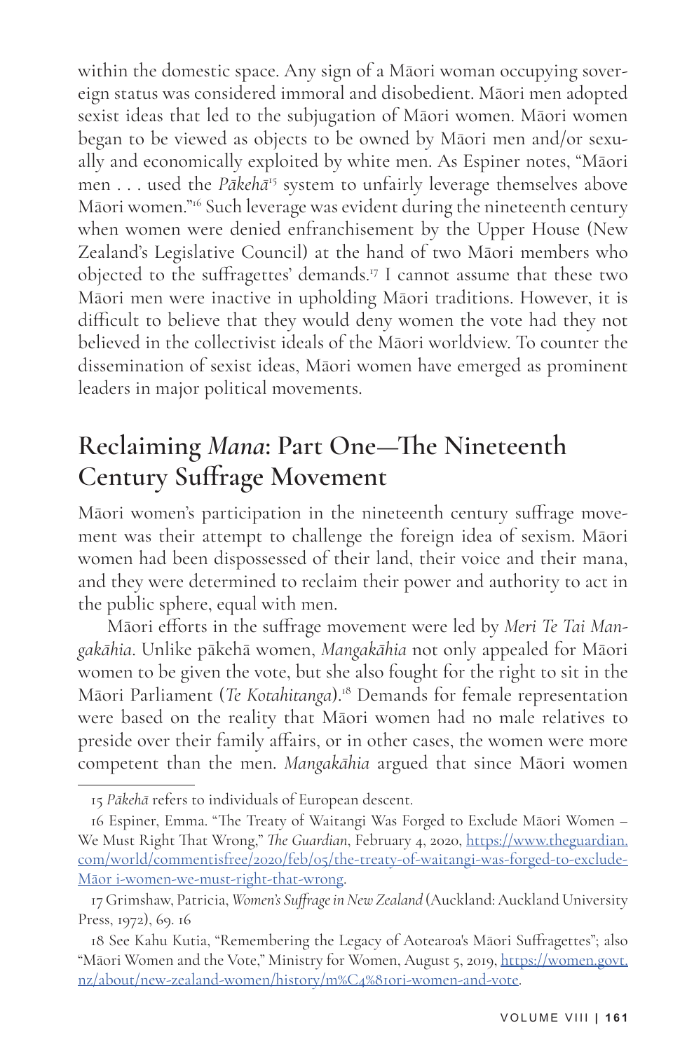within the domestic space. Any sign of a Māori woman occupying sovereign status was considered immoral and disobedient. Māori men adopted sexist ideas that led to the subjugation of Māori women. Māori women began to be viewed as objects to be owned by Māori men and/or sexually and economically exploited by white men. As Espiner notes, "Māori men . . . used the *Pākehā*[15] system to unfairly leverage themselves above Māori women."[16] Such leverage was evident during the nineteenth century when women were denied enfranchisement by the Upper House (New Zealand's Legislative Council) at the hand of two Māori members who objected to the suffragettes' demands.[17] I cannot assume that these two Māori men were inactive in upholding Māori traditions. However, it is difficult to believe that they would deny women the vote had they not believed in the collectivist ideals of the Māori worldview. To counter the dissemination of sexist ideas, Māori women have emerged as prominent leaders in major political movements.

## Reclaiming *Mana*: Part One—The Nineteenth Century Suffrage Movement

Māori women's participation in the nineteenth century suffrage movement was their attempt to challenge the foreign idea of sexism. Māori women had been dispossessed of their land, their voice and their mana, and they were determined to reclaim their power and authority to act in the public sphere, equal with men.

Māori efforts in the suffrage movement were led by *Meri Te Tai Mangakāhia*. Unlike pākehā women, *Mangakāhia* not only appealed for Māori women to be given the vote, but she also fought for the right to sit in the Māori Parliament (*Te Kotahitanga*).[18] Demands for female representation were based on the reality that Māori women had no male relatives to preside over their family affairs, or in other cases, the women were more competent than the men. *Mangakāhia* argued that since Māori women

---

15 *Pākehā* refers to individuals of European descent.

16 Espiner, Emma. "The Treaty of Waitangi Was Forged to Exclude Māori Women – We Must Right That Wrong," *The Guardian*, February 4, 2020, https://www.theguardian.com/world/commentisfree/2020/feb/05/the-treaty-of-waitangi-was-forged-to-exclude-Māor i-women-we-must-right-that-wrong.

17 Grimshaw, Patricia, *Women's Suffrage in New Zealand* (Auckland: Auckland University Press, 1972), 69. 16

18 See Kahu Kutia, "Remembering the Legacy of Aotearoa's Māori Suffragettes"; also "Māori Women and the Vote," Ministry for Women, August 5, 2019, https://women.govt.nz/about/new-zealand-women/history/m%C4%81ori-women-and-vote.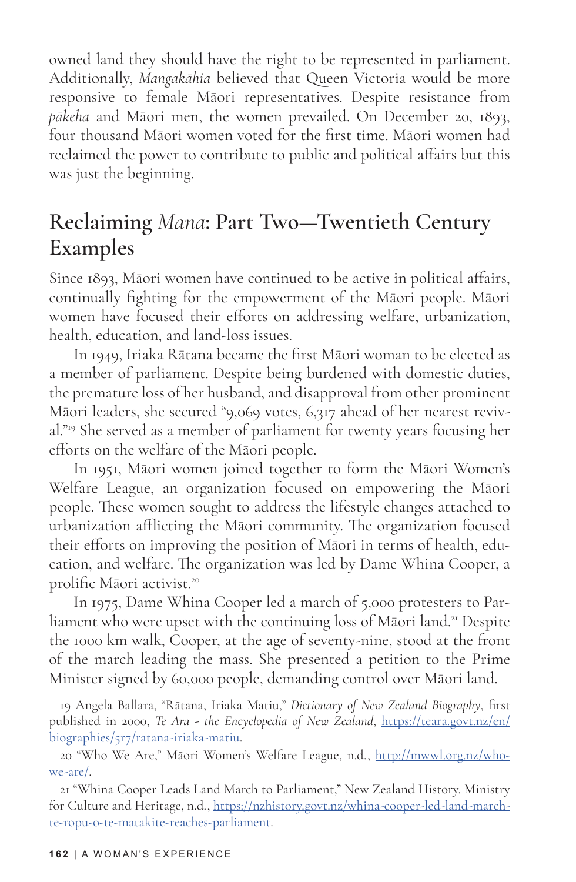owned land they should have the right to be represented in parliament. Additionally, *Mangakāhia* believed that Queen Victoria would be more responsive to female Māori representatives. Despite resistance from *pākeha* and Māori men, the women prevailed. On December 20, 1893, four thousand Māori women voted for the first time. Māori women had reclaimed the power to contribute to public and political affairs but this was just the beginning.

## Reclaiming *Mana*: Part Two—Twentieth Century Examples

Since 1893, Māori women have continued to be active in political affairs, continually fighting for the empowerment of the Māori people. Māori women have focused their efforts on addressing welfare, urbanization, health, education, and land-loss issues.

In 1949, Iriaka Rātana became the first Māori woman to be elected as a member of parliament. Despite being burdened with domestic duties, the premature loss of her husband, and disapproval from other prominent Māori leaders, she secured "9,069 votes, 6,317 ahead of her nearest revival."[19] She served as a member of parliament for twenty years focusing her efforts on the welfare of the Māori people.

In 1951, Māori women joined together to form the Māori Women's Welfare League, an organization focused on empowering the Māori people. These women sought to address the lifestyle changes attached to urbanization afflicting the Māori community. The organization focused their efforts on improving the position of Māori in terms of health, education, and welfare. The organization was led by Dame Whina Cooper, a prolific Māori activist.[20]

In 1975, Dame Whina Cooper led a march of 5,000 protesters to Parliament who were upset with the continuing loss of Māori land.[21] Despite the 1000 km walk, Cooper, at the age of seventy-nine, stood at the front of the march leading the mass. She presented a petition to the Prime Minister signed by 60,000 people, demanding control over Māori land.

---

19 Angela Ballara, "Rātana, Iriaka Matiu," *Dictionary of New Zealand Biography*, first published in 2000, *Te Ara - the Encyclopedia of New Zealand*, https://teara.govt.nz/en/biographies/5r7/ratana-iriaka-matiu.

20 "Who We Are," Māori Women's Welfare League, n.d., http://mwwl.org.nz/who-we-are/.

21 "Whina Cooper Leads Land March to Parliament," New Zealand History. Ministry for Culture and Heritage, n.d., https://nzhistory.govt.nz/whina-cooper-led-land-march-te-ropu-o-te-matakite-reaches-parliament.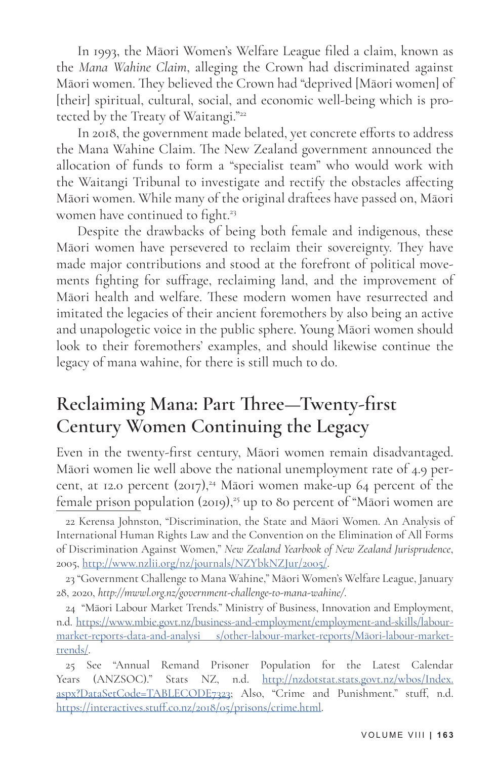In 1993, the Māori Women's Welfare League filed a claim, known as the *Mana Wahine Claim*, alleging the Crown had discriminated against Māori women. They believed the Crown had "deprived [Māori women] of [their] spiritual, cultural, social, and economic well-being which is protected by the Treaty of Waitangi."[22]

In 2018, the government made belated, yet concrete efforts to address the Mana Wahine Claim. The New Zealand government announced the allocation of funds to form a "specialist team" who would work with the Waitangi Tribunal to investigate and rectify the obstacles affecting Māori women. While many of the original draftees have passed on, Māori women have continued to fight.[23]

Despite the drawbacks of being both female and indigenous, these Māori women have persevered to reclaim their sovereignty. They have made major contributions and stood at the forefront of political movements fighting for suffrage, reclaiming land, and the improvement of Māori health and welfare. These modern women have resurrected and imitated the legacies of their ancient foremothers by also being an active and unapologetic voice in the public sphere. Young Māori women should look to their foremothers' examples, and should likewise continue the legacy of mana wahine, for there is still much to do.

## Reclaiming Mana: Part Three—Twenty-first Century Women Continuing the Legacy

Even in the twenty-first century, Māori women remain disadvantaged. Māori women lie well above the national unemployment rate of 4.9 percent, at 12.0 percent (2017),[24] Māori women make-up 64 percent of the female prison population (2019),[25] up to 80 percent of "Māori women are

22 Kerensa Johnston, "Discrimination, the State and Māori Women. An Analysis of International Human Rights Law and the Convention on the Elimination of All Forms of Discrimination Against Women," *New Zealand Yearbook of New Zealand Jurisprudence*, 2005, http://www.nzlii.org/nz/journals/NZYbkNZJur/2005/.

23 "Government Challenge to Mana Wahine," Māori Women's Welfare League, January 28, 2020, *http://mwwl.org.nz/government-challenge-to-mana-wahine/.*

24 "Māori Labour Market Trends." Ministry of Business, Innovation and Employment, n.d. https://www.mbie.govt.nz/business-and-employment/employment-and-skills/labour-market-reports-data-and-analysi s/other-labour-market-reports/Māori-labour-market-trends/.

25 See "Annual Remand Prisoner Population for the Latest Calendar Years (ANZSOC)." Stats NZ, n.d. http://nzdotstat.stats.govt.nz/wbos/Index.aspx?DataSetCode=TABLECODE7323; Also, "Crime and Punishment." stuff, n.d. https://interactives.stuff.co.nz/2018/05/prisons/crime.html.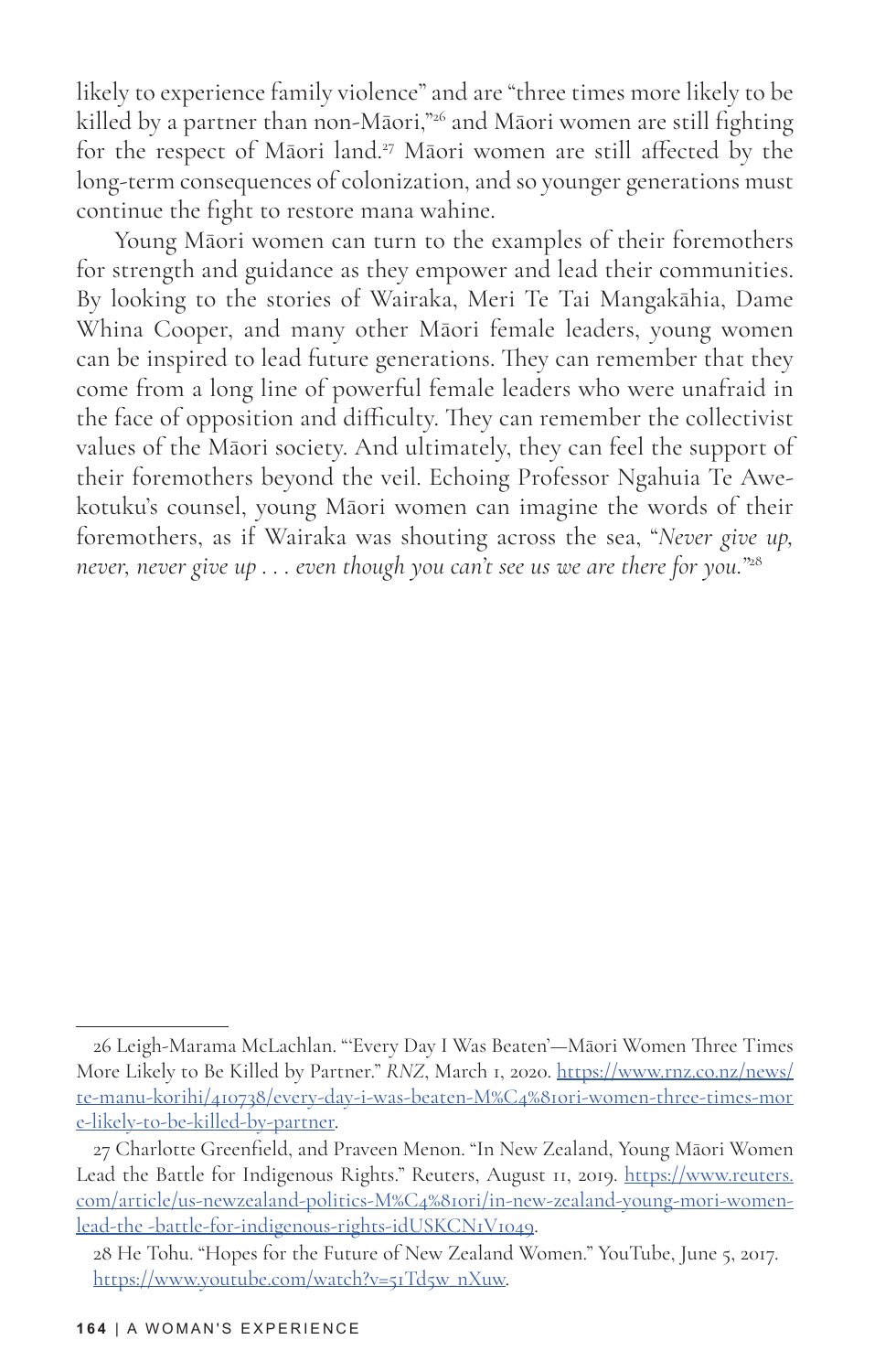likely to experience family violence" and are "three times more likely to be killed by a partner than non-Māori,"[26] and Māori women are still fighting for the respect of Māori land.[27] Māori women are still affected by the long-term consequences of colonization, and so younger generations must continue the fight to restore mana wahine.

Young Māori women can turn to the examples of their foremothers for strength and guidance as they empower and lead their communities. By looking to the stories of Wairaka, Meri Te Tai Mangakāhia, Dame Whina Cooper, and many other Māori female leaders, young women can be inspired to lead future generations. They can remember that they come from a long line of powerful female leaders who were unafraid in the face of opposition and difficulty. They can remember the collectivist values of the Māori society. And ultimately, they can feel the support of their foremothers beyond the veil. Echoing Professor Ngahuia Te Awekotuku's counsel, young Māori women can imagine the words of their foremothers, as if Wairaka was shouting across the sea, "*Never give up, never, never give up . . . even though you can't see us we are there for you.*"[28]

---

26 Leigh-Marama McLachlan. "'Every Day I Was Beaten'—Māori Women Three Times More Likely to Be Killed by Partner." *RNZ*, March 1, 2020. [https://www.rnz.co.nz/news/te-manu-korihi/410738/every-day-i-was-beaten-M%C4%81ori-women-three-times-more-likely-to-be-killed-by-partner](https://www.rnz.co.nz/news/te-manu-korihi/410738/every-day-i-was-beaten-M%C4%81ori-women-three-times-more-likely-to-be-killed-by-partner).

27 Charlotte Greenfield, and Praveen Menon. "In New Zealand, Young Māori Women Lead the Battle for Indigenous Rights." Reuters, August 11, 2019. [https://www.reuters.com/article/us-newzealand-politics-M%C4%81ori/in-new-zealand-young-mori-women-lead-the -battle-for-indigenous-rights-idUSKCN1V1049](https://www.reuters.com/article/us-newzealand-politics-M%C4%81ori/in-new-zealand-young-mori-women-lead-the-battle-for-indigenous-rights-idUSKCN1V1049).

28 He Tohu. "Hopes for the Future of New Zealand Women." YouTube, June 5, 2017. [https://www.youtube.com/watch?v=51Td5w_nXuw](https://www.youtube.com/watch?v=51Td5w_nXuw).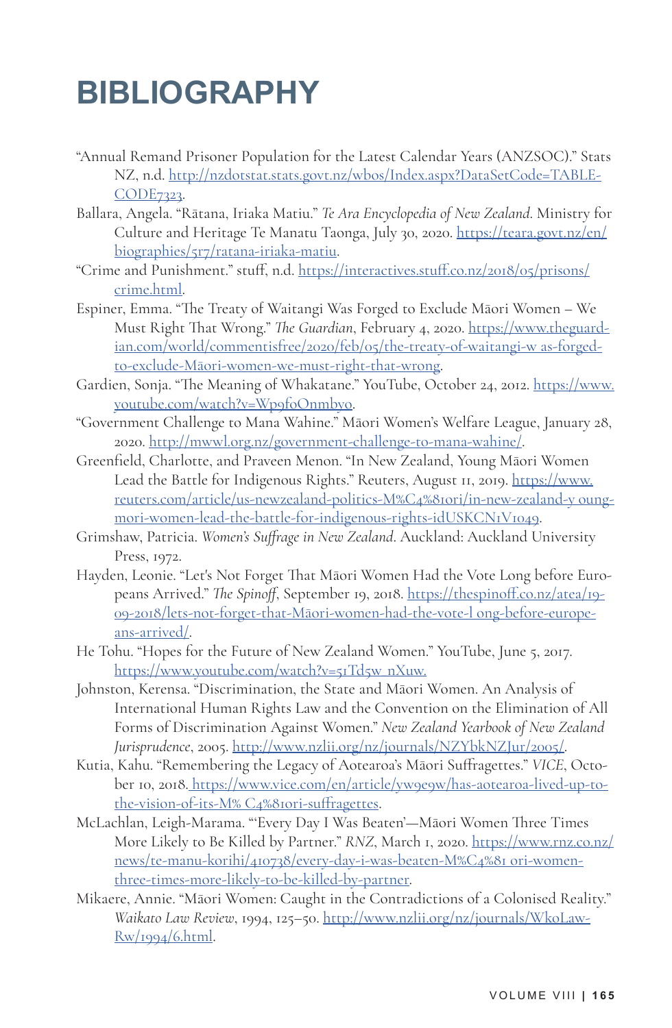# BIBLIOGRAPHY

"Annual Remand Prisoner Population for the Latest Calendar Years (ANZSOC)." Stats NZ, n.d. http://nzdotstat.stats.govt.nz/wbos/Index.aspx?DataSetCode=TABLECODE7323.

Ballara, Angela. "Rātana, Iriaka Matiu." *Te Ara Encyclopedia of New Zealand*. Ministry for Culture and Heritage Te Manatu Taonga, July 30, 2020. https://teara.govt.nz/en/biographies/5r7/ratana-iriaka-matiu.

"Crime and Punishment." stuff, n.d. https://interactives.stuff.co.nz/2018/05/prisons/crime.html.

Espiner, Emma. "The Treaty of Waitangi Was Forged to Exclude Māori Women – We Must Right That Wrong." *The Guardian*, February 4, 2020. https://www.theguardian.com/world/commentisfree/2020/feb/05/the-treaty-of-waitangi-w as-forged-to-exclude-Māori-women-we-must-right-that-wrong.

Gardien, Sonja. "The Meaning of Whakatane." YouTube, October 24, 2012. https://www.youtube.com/watch?v=Wp9foOnmbyo.

"Government Challenge to Mana Wahine." Māori Women's Welfare League, January 28, 2020. http://mwwl.org.nz/government-challenge-to-mana-wahine/.

Greenfield, Charlotte, and Praveen Menon. "In New Zealand, Young Māori Women Lead the Battle for Indigenous Rights." Reuters, August 11, 2019. https://www.reuters.com/article/us-newzealand-politics-M%C4%81ori/in-new-zealand-y oung-mori-women-lead-the-battle-for-indigenous-rights-idUSKCN1V1049.

Grimshaw, Patricia. *Women's Suffrage in New Zealand*. Auckland: Auckland University Press, 1972.

Hayden, Leonie. "Let's Not Forget That Māori Women Had the Vote Long before Europeans Arrived." *The Spinoff*, September 19, 2018. https://thespinoff.co.nz/atea/19-09-2018/lets-not-forget-that-Māori-women-had-the-vote-l ong-before-europeans-arrived/.

He Tohu. "Hopes for the Future of New Zealand Women." YouTube, June 5, 2017. https://www.youtube.com/watch?v=51Td5w_nXuw.

Johnston, Kerensa. "Discrimination, the State and Māori Women. An Analysis of International Human Rights Law and the Convention on the Elimination of All Forms of Discrimination Against Women." *New Zealand Yearbook of New Zealand Jurisprudence*, 2005. http://www.nzlii.org/nz/journals/NZYbkNZJur/2005/.

Kutia, Kahu. "Remembering the Legacy of Aotearoa's Māori Suffragettes." *VICE*, October 10, 2018. https://www.vice.com/en/article/yw9e9w/has-aotearoa-lived-up-to-the-vision-of-its-M% C4%81ori-suffragettes.

McLachlan, Leigh-Marama. "'Every Day I Was Beaten'—Māori Women Three Times More Likely to Be Killed by Partner." *RNZ*, March 1, 2020. https://www.rnz.co.nz/news/te-manu-korihi/410738/every-day-i-was-beaten-M%C4%81 ori-women-three-times-more-likely-to-be-killed-by-partner.

Mikaere, Annie. "Māori Women: Caught in the Contradictions of a Colonised Reality." *Waikato Law Review*, 1994, 125–50. http://www.nzlii.org/nz/journals/WkoLawRw/1994/6.html.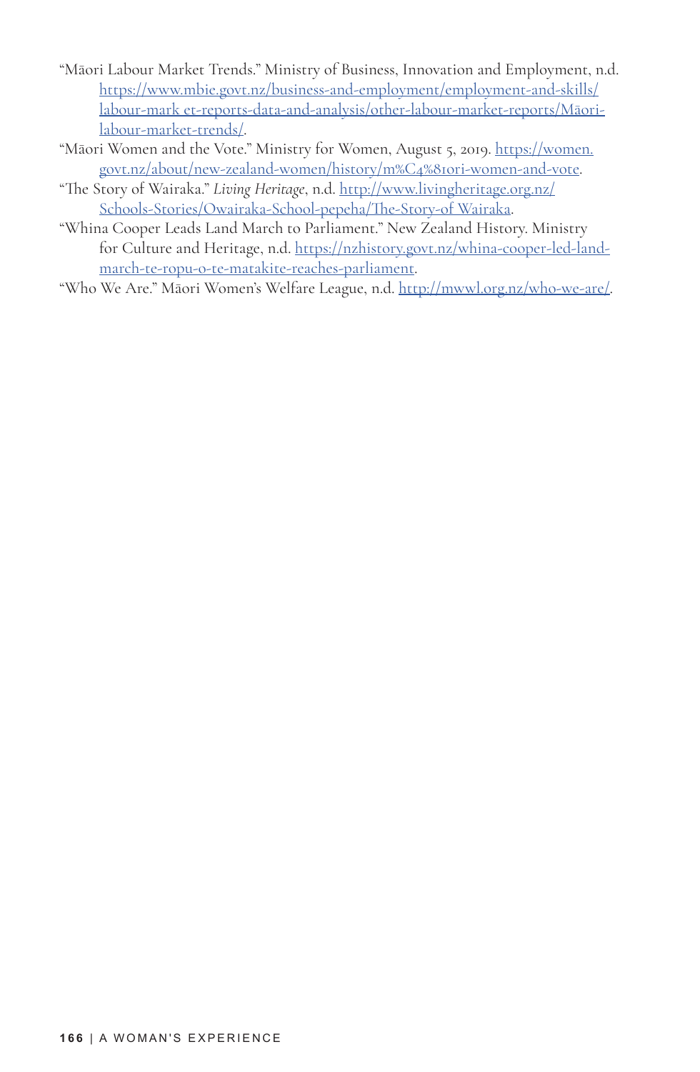"Māori Labour Market Trends." Ministry of Business, Innovation and Employment, n.d. https://www.mbie.govt.nz/business-and-employment/employment-and-skills/labour-mark et-reports-data-and-analysis/other-labour-market-reports/Māori-labour-market-trends/.

"Māori Women and the Vote." Ministry for Women, August 5, 2019. https://women.govt.nz/about/new-zealand-women/history/m%C4%81ori-women-and-vote.

"The Story of Wairaka." *Living Heritage*, n.d. http://www.livingheritage.org.nz/Schools-Stories/Owairaka-School-pepeha/The-Story-of Wairaka.

"Whina Cooper Leads Land March to Parliament." New Zealand History. Ministry for Culture and Heritage, n.d. https://nzhistory.govt.nz/whina-cooper-led-land-march-te-ropu-o-te-matakite-reaches-parliament.

"Who We Are." Māori Women's Welfare League, n.d. http://mwwl.org.nz/who-we-are/.